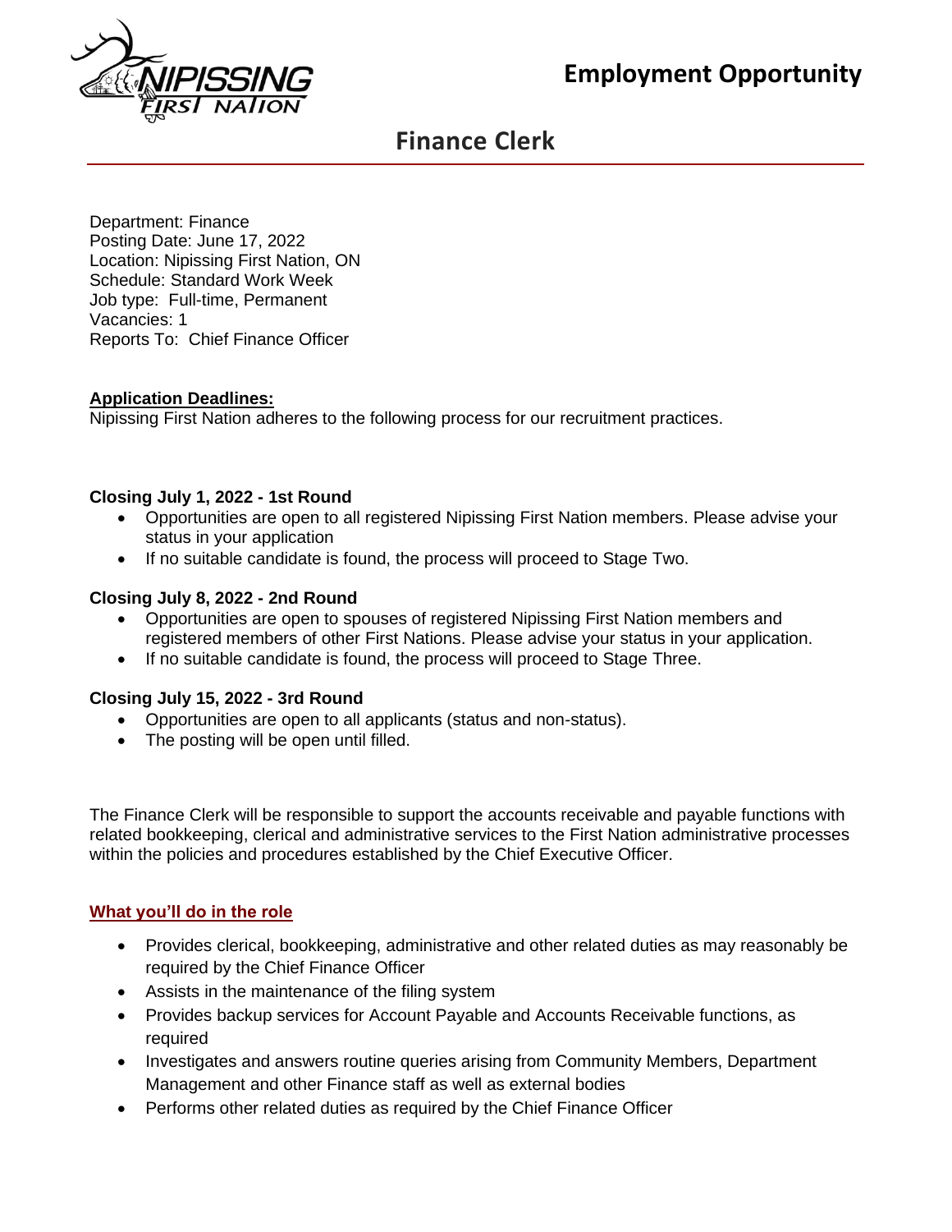# Employment Opportunity

## Finance Clerk

Department: Finance
Posting Date: June 17, 2022
Location: Nipissing First Nation, ON
Schedule: Standard Work Week
Job type: Full-time, Permanent
Vacancies: 1
Reports To: Chief Finance Officer

**Application Deadlines:**

Nipissing First Nation adheres to the following process for our recruitment practices.

**Closing July 1, 2022 - 1st Round**

- Opportunities are open to all registered Nipissing First Nation members. Please advise your status in your application
- If no suitable candidate is found, the process will proceed to Stage Two.

**Closing July 8, 2022 - 2nd Round**

- Opportunities are open to spouses of registered Nipissing First Nation members and registered members of other First Nations. Please advise your status in your application.
- If no suitable candidate is found, the process will proceed to Stage Three.

**Closing July 15, 2022 - 3rd Round**

- Opportunities are open to all applicants (status and non-status).
- The posting will be open until filled.

The Finance Clerk will be responsible to support the accounts receivable and payable functions with related bookkeeping, clerical and administrative services to the First Nation administrative processes within the policies and procedures established by the Chief Executive Officer.

### What you'll do in the role

- Provides clerical, bookkeeping, administrative and other related duties as may reasonably be required by the Chief Finance Officer
- Assists in the maintenance of the filing system
- Provides backup services for Account Payable and Accounts Receivable functions, as required
- Investigates and answers routine queries arising from Community Members, Department Management and other Finance staff as well as external bodies
- Performs other related duties as required by the Chief Finance Officer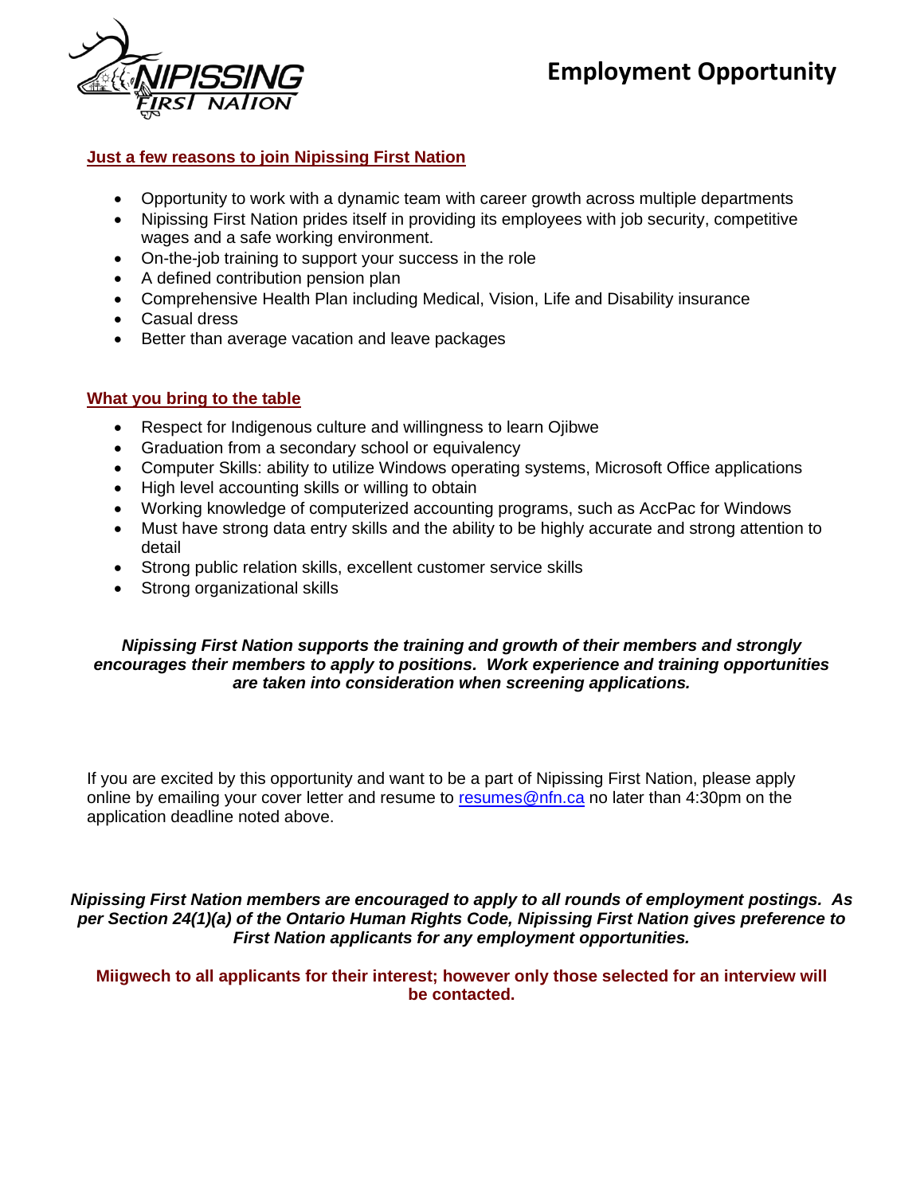# Employment Opportunity

**Just a few reasons to join Nipissing First Nation**

- Opportunity to work with a dynamic team with career growth across multiple departments
- Nipissing First Nation prides itself in providing its employees with job security, competitive wages and a safe working environment.
- On-the-job training to support your success in the role
- A defined contribution pension plan
- Comprehensive Health Plan including Medical, Vision, Life and Disability insurance
- Casual dress
- Better than average vacation and leave packages

**What you bring to the table**

- Respect for Indigenous culture and willingness to learn Ojibwe
- Graduation from a secondary school or equivalency
- Computer Skills: ability to utilize Windows operating systems, Microsoft Office applications
- High level accounting skills or willing to obtain
- Working knowledge of computerized accounting programs, such as AccPac for Windows
- Must have strong data entry skills and the ability to be highly accurate and strong attention to detail
- Strong public relation skills, excellent customer service skills
- Strong organizational skills

***Nipissing First Nation supports the training and growth of their members and strongly encourages their members to apply to positions. Work experience and training opportunities are taken into consideration when screening applications.***

If you are excited by this opportunity and want to be a part of Nipissing First Nation, please apply online by emailing your cover letter and resume to resumes@nfn.ca no later than 4:30pm on the application deadline noted above.

***Nipissing First Nation members are encouraged to apply to all rounds of employment postings. As per Section 24(1)(a) of the Ontario Human Rights Code, Nipissing First Nation gives preference to First Nation applicants for any employment opportunities.***

**Miigwech to all applicants for their interest; however only those selected for an interview will be contacted.**